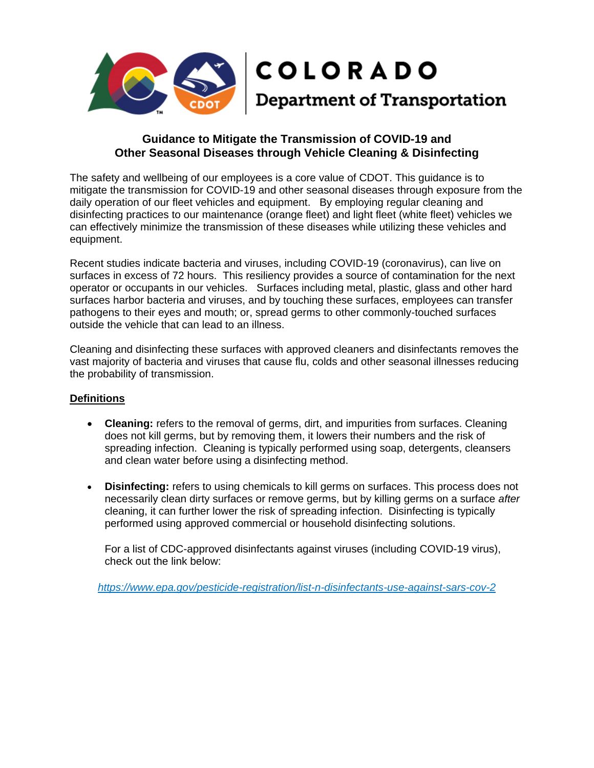COLORADO
Department of Transportation

# Guidance to Mitigate the Transmission of COVID-19 and Other Seasonal Diseases through Vehicle Cleaning & Disinfecting

The safety and wellbeing of our employees is a core value of CDOT. This guidance is to mitigate the transmission for COVID-19 and other seasonal diseases through exposure from the daily operation of our fleet vehicles and equipment. By employing regular cleaning and disinfecting practices to our maintenance (orange fleet) and light fleet (white fleet) vehicles we can effectively minimize the transmission of these diseases while utilizing these vehicles and equipment.

Recent studies indicate bacteria and viruses, including COVID-19 (coronavirus), can live on surfaces in excess of 72 hours. This resiliency provides a source of contamination for the next operator or occupants in our vehicles. Surfaces including metal, plastic, glass and other hard surfaces harbor bacteria and viruses, and by touching these surfaces, employees can transfer pathogens to their eyes and mouth; or, spread germs to other commonly-touched surfaces outside the vehicle that can lead to an illness.

Cleaning and disinfecting these surfaces with approved cleaners and disinfectants removes the vast majority of bacteria and viruses that cause flu, colds and other seasonal illnesses reducing the probability of transmission.

## Definitions

- **Cleaning:** refers to the removal of germs, dirt, and impurities from surfaces. Cleaning does not kill germs, but by removing them, it lowers their numbers and the risk of spreading infection. Cleaning is typically performed using soap, detergents, cleansers and clean water before using a disinfecting method.

- **Disinfecting:** refers to using chemicals to kill germs on surfaces. This process does not necessarily clean dirty surfaces or remove germs, but by killing germs on a surface *after* cleaning, it can further lower the risk of spreading infection. Disinfecting is typically performed using approved commercial or household disinfecting solutions.

  For a list of CDC-approved disinfectants against viruses (including COVID-19 virus), check out the link below:

  https://www.epa.gov/pesticide-registration/list-n-disinfectants-use-against-sars-cov-2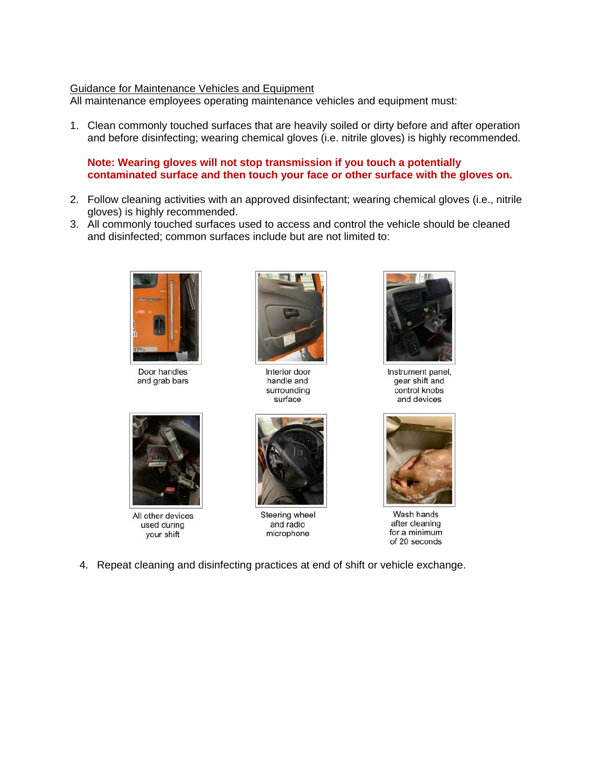Guidance for Maintenance Vehicles and Equipment

All maintenance employees operating maintenance vehicles and equipment must:

1. Clean commonly touched surfaces that are heavily soiled or dirty before and after operation and before disinfecting; wearing chemical gloves (i.e. nitrile gloves) is highly recommended.

   **Note: Wearing gloves will not stop transmission if you touch a potentially contaminated surface and then touch your face or other surface with the gloves on.**

2. Follow cleaning activities with an approved disinfectant; wearing chemical gloves (i.e., nitrile gloves) is highly recommended.
3. All commonly touched surfaces used to access and control the vehicle should be cleaned and disinfected; common surfaces include but are not limited to:

Door handles and grab bars

Interior door handle and surrounding surface

Instrument panel, gear shift and control knobs and devices

All other devices used during your shift

Steering wheel and radio microphone

Wash hands after cleaning for a minimum of 20 seconds

4. Repeat cleaning and disinfecting practices at end of shift or vehicle exchange.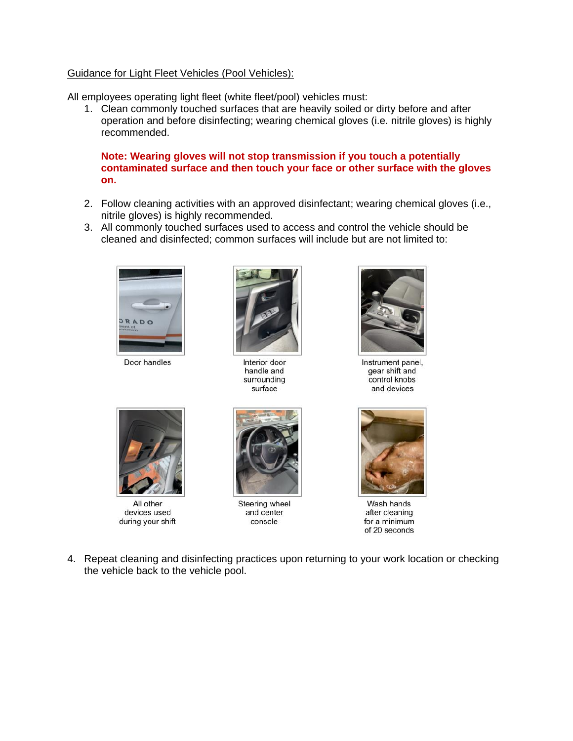Guidance for Light Fleet Vehicles (Pool Vehicles):

All employees operating light fleet (white fleet/pool) vehicles must:

1. Clean commonly touched surfaces that are heavily soiled or dirty before and after operation and before disinfecting; wearing chemical gloves (i.e. nitrile gloves) is highly recommended.

   **Note: Wearing gloves will not stop transmission if you touch a potentially contaminated surface and then touch your face or other surface with the gloves on.**

2. Follow cleaning activities with an approved disinfectant; wearing chemical gloves (i.e., nitrile gloves) is highly recommended.
3. All commonly touched surfaces used to access and control the vehicle should be cleaned and disinfected; common surfaces will include but are not limited to:

Door handles

Interior door handle and surrounding surface

Instrument panel, gear shift and control knobs and devices

All other devices used during your shift

Steering wheel and center console

Wash hands after cleaning for a minimum of 20 seconds

4. Repeat cleaning and disinfecting practices upon returning to your work location or checking the vehicle back to the vehicle pool.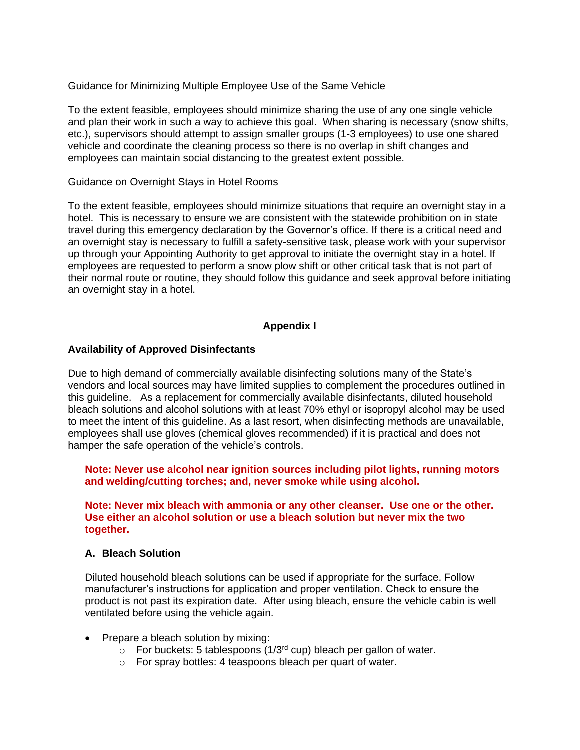Guidance for Minimizing Multiple Employee Use of the Same Vehicle

To the extent feasible, employees should minimize sharing the use of any one single vehicle and plan their work in such a way to achieve this goal. When sharing is necessary (snow shifts, etc.), supervisors should attempt to assign smaller groups (1-3 employees) to use one shared vehicle and coordinate the cleaning process so there is no overlap in shift changes and employees can maintain social distancing to the greatest extent possible.

Guidance on Overnight Stays in Hotel Rooms

To the extent feasible, employees should minimize situations that require an overnight stay in a hotel. This is necessary to ensure we are consistent with the statewide prohibition on in state travel during this emergency declaration by the Governor's office. If there is a critical need and an overnight stay is necessary to fulfill a safety-sensitive task, please work with your supervisor up through your Appointing Authority to get approval to initiate the overnight stay in a hotel. If employees are requested to perform a snow plow shift or other critical task that is not part of their normal route or routine, they should follow this guidance and seek approval before initiating an overnight stay in a hotel.

## Appendix I

### Availability of Approved Disinfectants

Due to high demand of commercially available disinfecting solutions many of the State's vendors and local sources may have limited supplies to complement the procedures outlined in this guideline. As a replacement for commercially available disinfectants, diluted household bleach solutions and alcohol solutions with at least 70% ethyl or isopropyl alcohol may be used to meet the intent of this guideline. As a last resort, when disinfecting methods are unavailable, employees shall use gloves (chemical gloves recommended) if it is practical and does not hamper the safe operation of the vehicle's controls.

**Note: Never use alcohol near ignition sources including pilot lights, running motors and welding/cutting torches; and, never smoke while using alcohol.**

**Note: Never mix bleach with ammonia or any other cleanser. Use one or the other. Use either an alcohol solution or use a bleach solution but never mix the two together.**

#### A. Bleach Solution

Diluted household bleach solutions can be used if appropriate for the surface. Follow manufacturer's instructions for application and proper ventilation. Check to ensure the product is not past its expiration date. After using bleach, ensure the vehicle cabin is well ventilated before using the vehicle again.

- Prepare a bleach solution by mixing:
  - For buckets: 5 tablespoons (1/3rd cup) bleach per gallon of water.
  - For spray bottles: 4 teaspoons bleach per quart of water.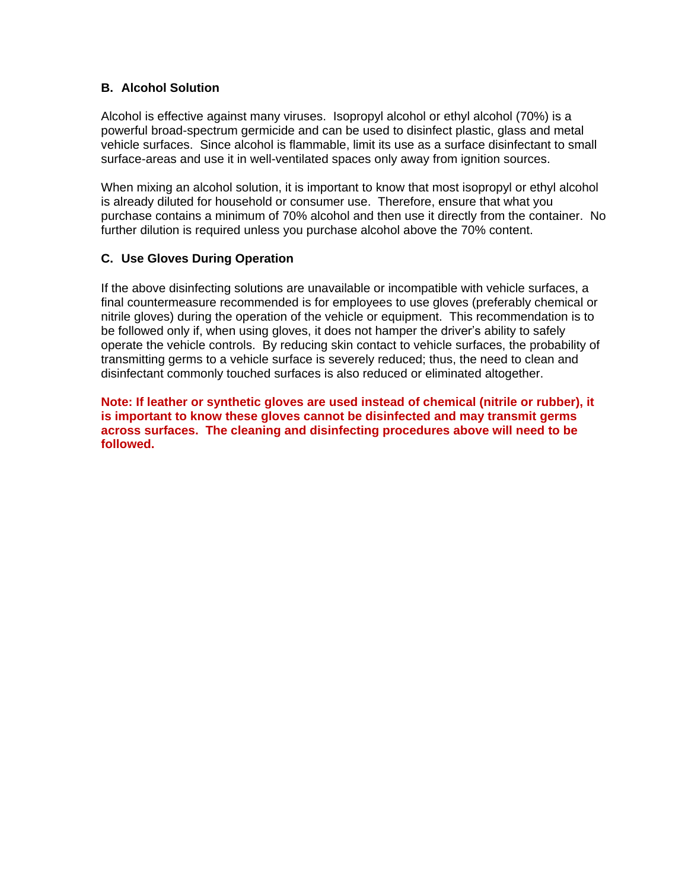### B. Alcohol Solution

Alcohol is effective against many viruses. Isopropyl alcohol or ethyl alcohol (70%) is a powerful broad-spectrum germicide and can be used to disinfect plastic, glass and metal vehicle surfaces. Since alcohol is flammable, limit its use as a surface disinfectant to small surface-areas and use it in well-ventilated spaces only away from ignition sources.

When mixing an alcohol solution, it is important to know that most isopropyl or ethyl alcohol is already diluted for household or consumer use. Therefore, ensure that what you purchase contains a minimum of 70% alcohol and then use it directly from the container. No further dilution is required unless you purchase alcohol above the 70% content.

### C. Use Gloves During Operation

If the above disinfecting solutions are unavailable or incompatible with vehicle surfaces, a final countermeasure recommended is for employees to use gloves (preferably chemical or nitrile gloves) during the operation of the vehicle or equipment. This recommendation is to be followed only if, when using gloves, it does not hamper the driver's ability to safely operate the vehicle controls. By reducing skin contact to vehicle surfaces, the probability of transmitting germs to a vehicle surface is severely reduced; thus, the need to clean and disinfectant commonly touched surfaces is also reduced or eliminated altogether.

**Note: If leather or synthetic gloves are used instead of chemical (nitrile or rubber), it is important to know these gloves cannot be disinfected and may transmit germs across surfaces. The cleaning and disinfecting procedures above will need to be followed.**